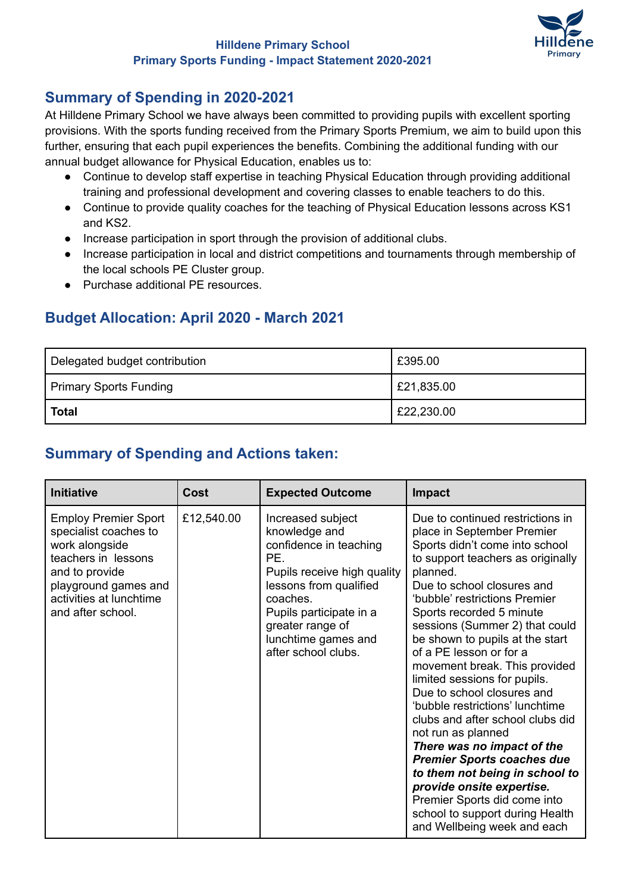**Hilldene Primary School**
**Primary Sports Funding - Impact Statement 2020-2021**

## Summary of Spending in 2020-2021

At Hilldene Primary School we have always been committed to providing pupils with excellent sporting provisions. With the sports funding received from the Primary Sports Premium, we aim to build upon this further, ensuring that each pupil experiences the benefits. Combining the additional funding with our annual budget allowance for Physical Education, enables us to:

- Continue to develop staff expertise in teaching Physical Education through providing additional training and professional development and covering classes to enable teachers to do this.
- Continue to provide quality coaches for the teaching of Physical Education lessons across KS1 and KS2.
- Increase participation in sport through the provision of additional clubs.
- Increase participation in local and district competitions and tournaments through membership of the local schools PE Cluster group.
- Purchase additional PE resources.

## Budget Allocation: April 2020 - March 2021

| | |
|---|---|
| Delegated budget contribution | £395.00 |
| Primary Sports Funding | £21,835.00 |
| **Total** | £22,230.00 |

## Summary of Spending and Actions taken:

| Initiative | Cost | Expected Outcome | Impact |
|---|---|---|---|
| Employ Premier Sport specialist coaches to work alongside teachers in lessons and to provide playground games and activities at lunchtime and after school. | £12,540.00 | Increased subject knowledge and confidence in teaching PE.<br>Pupils receive high quality lessons from qualified coaches.<br>Pupils participate in a greater range of lunchtime games and after school clubs. | Due to continued restrictions in place in September Premier Sports didn't come into school to support teachers as originally planned.<br>Due to school closures and 'bubble' restrictions Premier Sports recorded 5 minute sessions (Summer 2) that could be shown to pupils at the start of a PE lesson or for a movement break. This provided limited sessions for pupils.<br>Due to school closures and 'bubble restrictions' lunchtime clubs and after school clubs did not run as planned<br>***There was no impact of the Premier Sports coaches due to them not being in school to provide onsite expertise.***<br>Premier Sports did come into school to support during Health and Wellbeing week and each |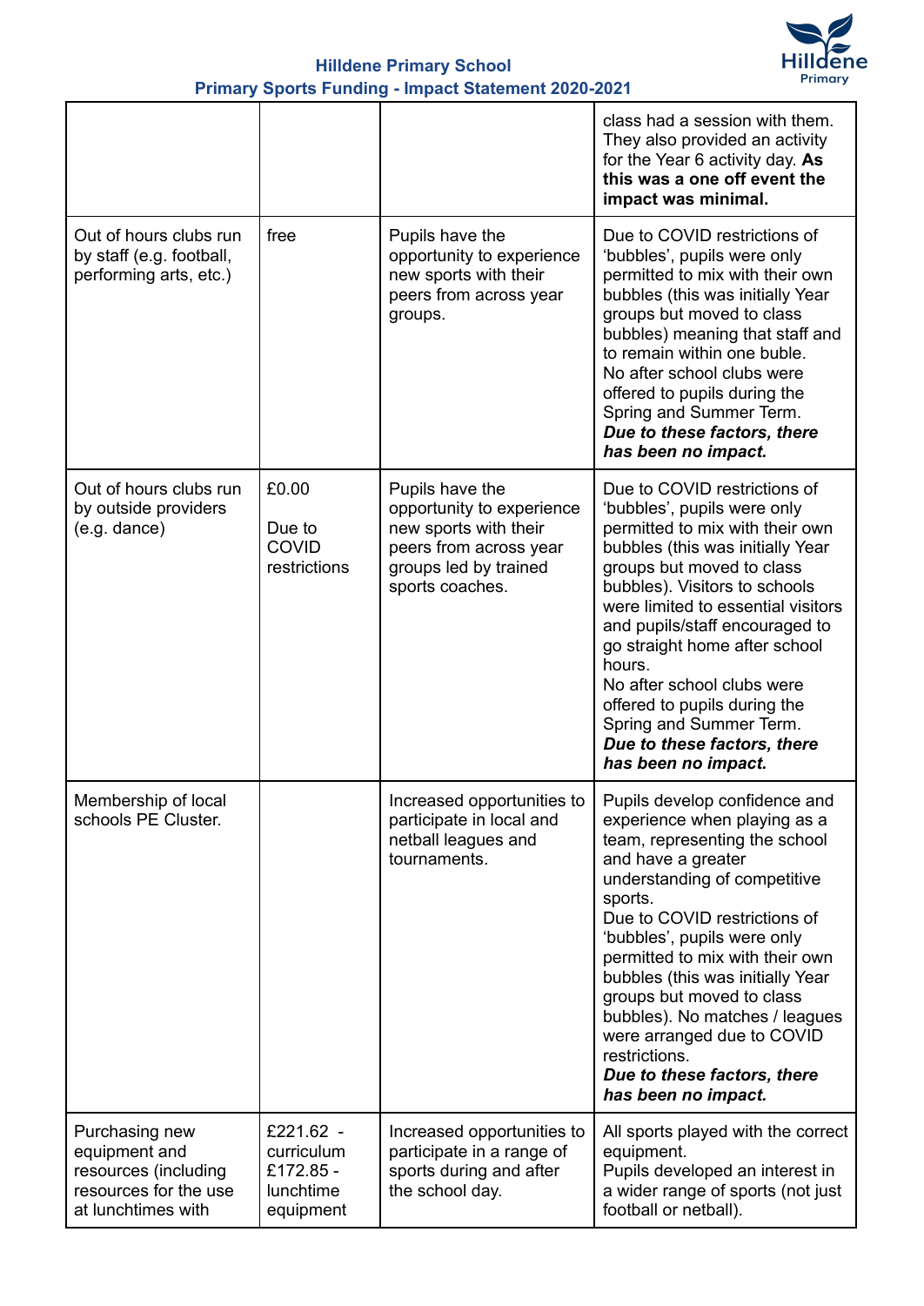| | | | |
|---|---|---|---|
| | | | class had a session with them. They also provided an activity for the Year 6 activity day. **As this was a one off event the impact was minimal.** |
| Out of hours clubs run by staff (e.g. football, performing arts, etc.) | free | Pupils have the opportunity to experience new sports with their peers from across year groups. | Due to COVID restrictions of 'bubbles', pupils were only permitted to mix with their own bubbles (this was initially Year groups but moved to class bubbles) meaning that staff and to remain within one buble. No after school clubs were offered to pupils during the Spring and Summer Term. ***Due to these factors, there has been no impact.*** |
| Out of hours clubs run by outside providers (e.g. dance) | £0.00 Due to COVID restrictions | Pupils have the opportunity to experience new sports with their peers from across year groups led by trained sports coaches. | Due to COVID restrictions of 'bubbles', pupils were only permitted to mix with their own bubbles (this was initially Year groups but moved to class bubbles). Visitors to schools were limited to essential visitors and pupils/staff encouraged to go straight home after school hours. No after school clubs were offered to pupils during the Spring and Summer Term. ***Due to these factors, there has been no impact.*** |
| Membership of local schools PE Cluster. | | Increased opportunities to participate in local and netball leagues and tournaments. | Pupils develop confidence and experience when playing as a team, representing the school and have a greater understanding of competitive sports. Due to COVID restrictions of 'bubbles', pupils were only permitted to mix with their own bubbles (this was initially Year groups but moved to class bubbles). No matches / leagues were arranged due to COVID restrictions. ***Due to these factors, there has been no impact.*** |
| Purchasing new equipment and resources (including resources for the use at lunchtimes with | £221.62 - curriculum £172.85 - lunchtime equipment | Increased opportunities to participate in a range of sports during and after the school day. | All sports played with the correct equipment. Pupils developed an interest in a wider range of sports (not just football or netball). |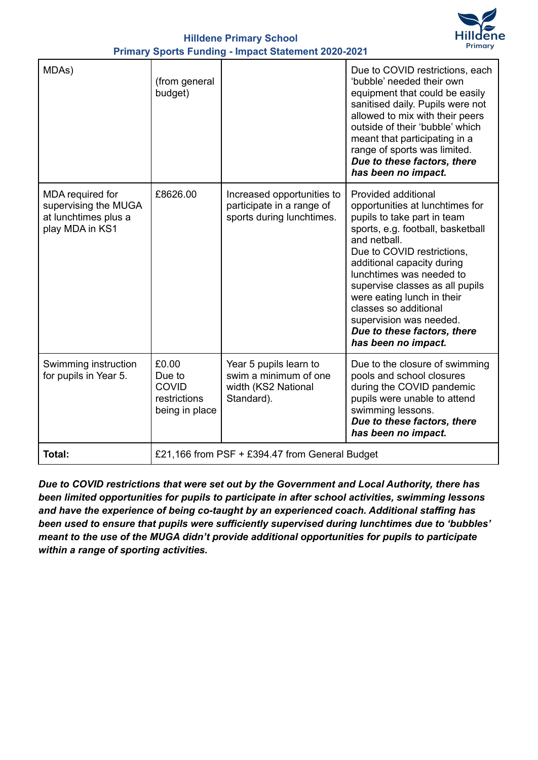| | | | |
|---|---|---|---|
| MDAs) | (from general budget) | | Due to COVID restrictions, each 'bubble' needed their own equipment that could be easily sanitised daily. Pupils were not allowed to mix with their peers outside of their 'bubble' which meant that participating in a range of sports was limited. ***Due to these factors, there has been no impact.*** |
| MDA required for supervising the MUGA at lunchtimes plus a play MDA in KS1 | £8626.00 | Increased opportunities to participate in a range of sports during lunchtimes. | Provided additional opportunities at lunchtimes for pupils to take part in team sports, e.g. football, basketball and netball. Due to COVID restrictions, additional capacity during lunchtimes was needed to supervise classes as all pupils were eating lunch in their classes so additional supervision was needed. ***Due to these factors, there has been no impact.*** |
| Swimming instruction for pupils in Year 5. | £0.00 Due to COVID restrictions being in place | Year 5 pupils learn to swim a minimum of one width (KS2 National Standard). | Due to the closure of swimming pools and school closures during the COVID pandemic pupils were unable to attend swimming lessons. ***Due to these factors, there has been no impact.*** |
| **Total:** | £21,166 from PSF + £394.47 from General Budget | | |

***Due to COVID restrictions that were set out by the Government and Local Authority, there has been limited opportunities for pupils to participate in after school activities, swimming lessons and have the experience of being co-taught by an experienced coach. Additional staffing has been used to ensure that pupils were sufficiently supervised during lunchtimes due to 'bubbles' meant to the use of the MUGA didn't provide additional opportunities for pupils to participate within a range of sporting activities.***